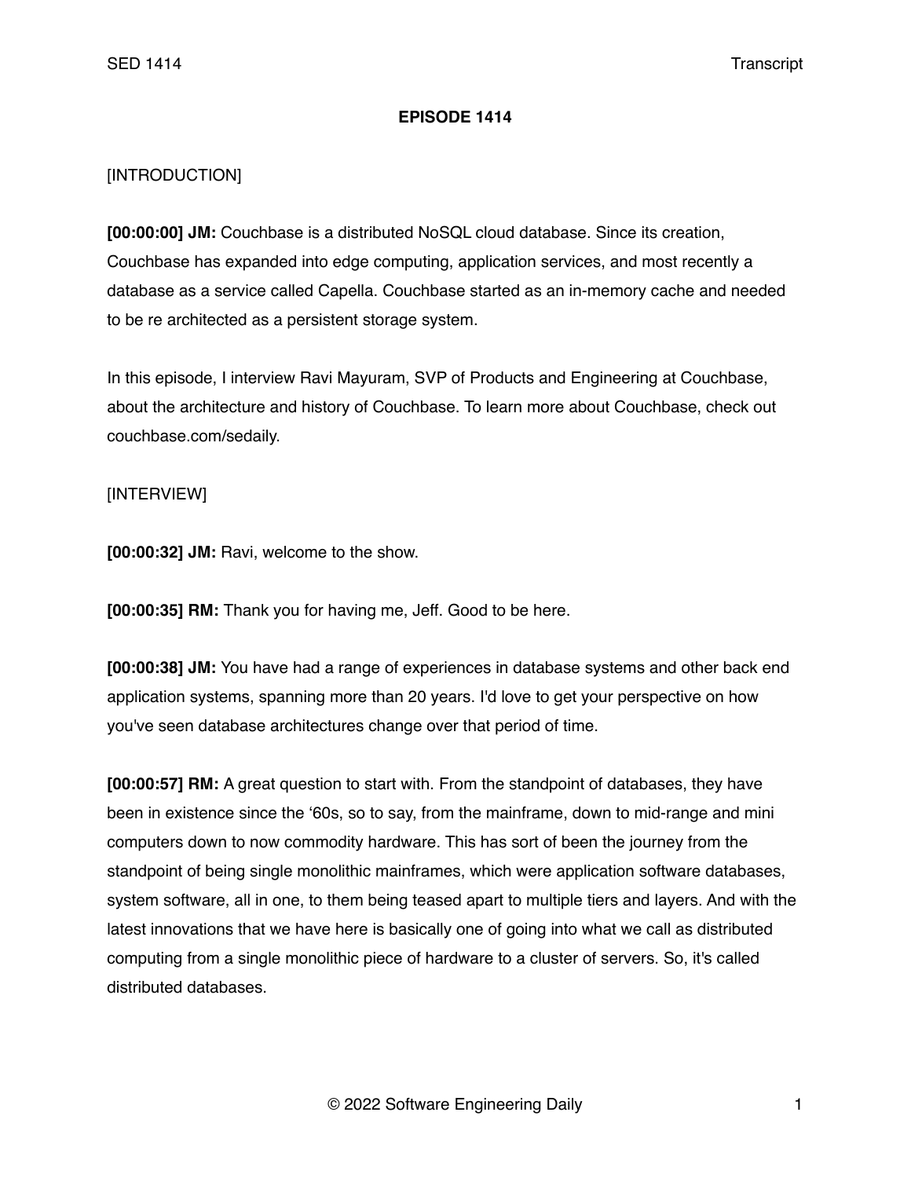**EPISODE 1414**

[INTRODUCTION]

**[00:00:00] JM:** Couchbase is a distributed NoSQL cloud database. Since its creation, Couchbase has expanded into edge computing, application services, and most recently a database as a service called Capella. Couchbase started as an in-memory cache and needed to be re architected as a persistent storage system.

In this episode, I interview Ravi Mayuram, SVP of Products and Engineering at Couchbase, about the architecture and history of Couchbase. To learn more about Couchbase, check out couchbase.com/sedaily.

[INTERVIEW]

**[00:00:32] JM:** Ravi, welcome to the show.

**[00:00:35] RM:** Thank you for having me, Jeff. Good to be here.

**[00:00:38] JM:** You have had a range of experiences in database systems and other back end application systems, spanning more than 20 years. I'd love to get your perspective on how you've seen database architectures change over that period of time.

**[00:00:57] RM:** A great question to start with. From the standpoint of databases, they have been in existence since the '60s, so to say, from the mainframe, down to mid-range and mini computers down to now commodity hardware. This has sort of been the journey from the standpoint of being single monolithic mainframes, which were application software databases, system software, all in one, to them being teased apart to multiple tiers and layers. And with the latest innovations that we have here is basically one of going into what we call as distributed computing from a single monolithic piece of hardware to a cluster of servers. So, it's called distributed databases.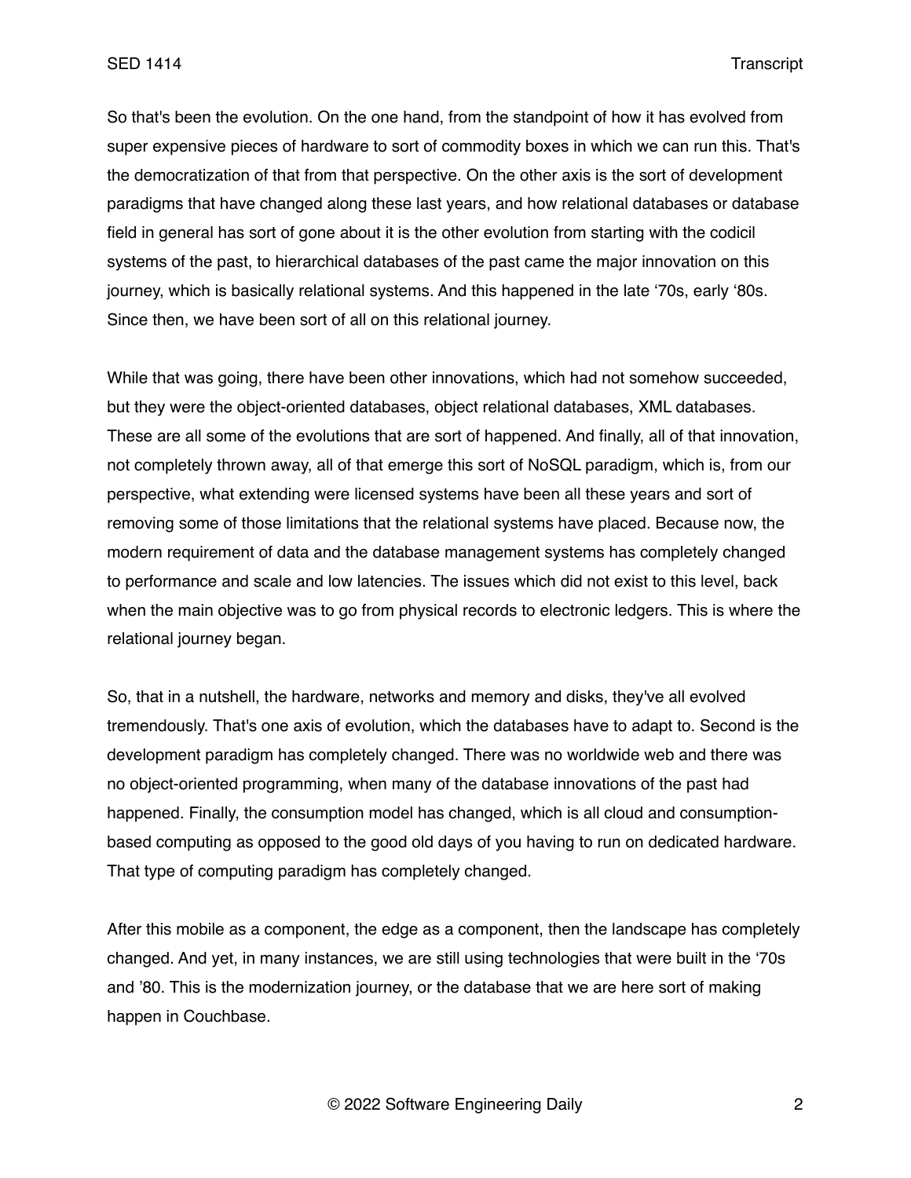So that's been the evolution. On the one hand, from the standpoint of how it has evolved from super expensive pieces of hardware to sort of commodity boxes in which we can run this. That's the democratization of that from that perspective. On the other axis is the sort of development paradigms that have changed along these last years, and how relational databases or database field in general has sort of gone about it is the other evolution from starting with the codicil systems of the past, to hierarchical databases of the past came the major innovation on this journey, which is basically relational systems. And this happened in the late '70s, early '80s. Since then, we have been sort of all on this relational journey.

While that was going, there have been other innovations, which had not somehow succeeded, but they were the object-oriented databases, object relational databases, XML databases. These are all some of the evolutions that are sort of happened. And finally, all of that innovation, not completely thrown away, all of that emerge this sort of NoSQL paradigm, which is, from our perspective, what extending were licensed systems have been all these years and sort of removing some of those limitations that the relational systems have placed. Because now, the modern requirement of data and the database management systems has completely changed to performance and scale and low latencies. The issues which did not exist to this level, back when the main objective was to go from physical records to electronic ledgers. This is where the relational journey began.

So, that in a nutshell, the hardware, networks and memory and disks, they've all evolved tremendously. That's one axis of evolution, which the databases have to adapt to. Second is the development paradigm has completely changed. There was no worldwide web and there was no object-oriented programming, when many of the database innovations of the past had happened. Finally, the consumption model has changed, which is all cloud and consumption-based computing as opposed to the good old days of you having to run on dedicated hardware. That type of computing paradigm has completely changed.

After this mobile as a component, the edge as a component, then the landscape has completely changed. And yet, in many instances, we are still using technologies that were built in the '70s and '80. This is the modernization journey, or the database that we are here sort of making happen in Couchbase.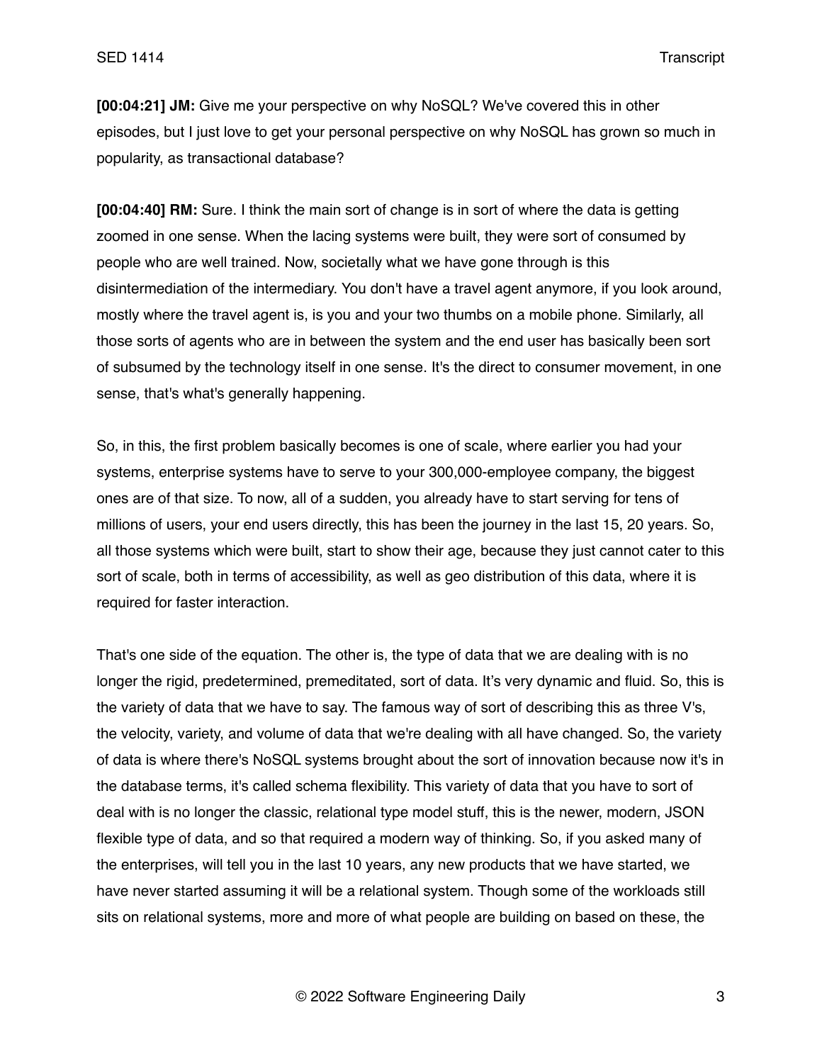**[00:04:21] JM:** Give me your perspective on why NoSQL? We've covered this in other episodes, but I just love to get your personal perspective on why NoSQL has grown so much in popularity, as transactional database?

**[00:04:40] RM:** Sure. I think the main sort of change is in sort of where the data is getting zoomed in one sense. When the lacing systems were built, they were sort of consumed by people who are well trained. Now, societally what we have gone through is this disintermediation of the intermediary. You don't have a travel agent anymore, if you look around, mostly where the travel agent is, is you and your two thumbs on a mobile phone. Similarly, all those sorts of agents who are in between the system and the end user has basically been sort of subsumed by the technology itself in one sense. It's the direct to consumer movement, in one sense, that's what's generally happening.

So, in this, the first problem basically becomes is one of scale, where earlier you had your systems, enterprise systems have to serve to your 300,000-employee company, the biggest ones are of that size. To now, all of a sudden, you already have to start serving for tens of millions of users, your end users directly, this has been the journey in the last 15, 20 years. So, all those systems which were built, start to show their age, because they just cannot cater to this sort of scale, both in terms of accessibility, as well as geo distribution of this data, where it is required for faster interaction.

That's one side of the equation. The other is, the type of data that we are dealing with is no longer the rigid, predetermined, premeditated, sort of data. It's very dynamic and fluid. So, this is the variety of data that we have to say. The famous way of sort of describing this as three V's, the velocity, variety, and volume of data that we're dealing with all have changed. So, the variety of data is where there's NoSQL systems brought about the sort of innovation because now it's in the database terms, it's called schema flexibility. This variety of data that you have to sort of deal with is no longer the classic, relational type model stuff, this is the newer, modern, JSON flexible type of data, and so that required a modern way of thinking. So, if you asked many of the enterprises, will tell you in the last 10 years, any new products that we have started, we have never started assuming it will be a relational system. Though some of the workloads still sits on relational systems, more and more of what people are building on based on these, the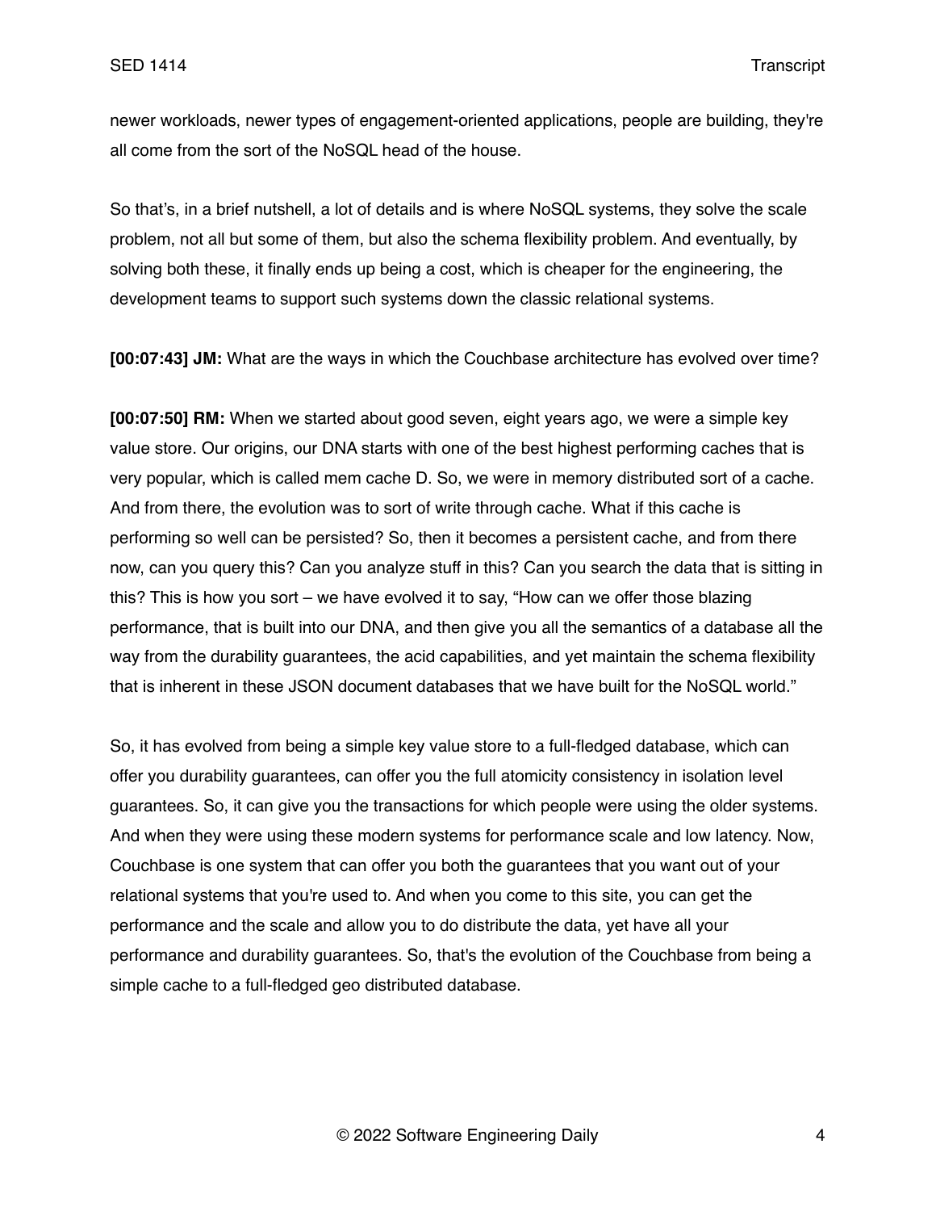newer workloads, newer types of engagement-oriented applications, people are building, they're all come from the sort of the NoSQL head of the house.

So that's, in a brief nutshell, a lot of details and is where NoSQL systems, they solve the scale problem, not all but some of them, but also the schema flexibility problem. And eventually, by solving both these, it finally ends up being a cost, which is cheaper for the engineering, the development teams to support such systems down the classic relational systems.

**[00:07:43] JM:** What are the ways in which the Couchbase architecture has evolved over time?

**[00:07:50] RM:** When we started about good seven, eight years ago, we were a simple key value store. Our origins, our DNA starts with one of the best highest performing caches that is very popular, which is called mem cache D. So, we were in memory distributed sort of a cache. And from there, the evolution was to sort of write through cache. What if this cache is performing so well can be persisted? So, then it becomes a persistent cache, and from there now, can you query this? Can you analyze stuff in this? Can you search the data that is sitting in this? This is how you sort – we have evolved it to say, "How can we offer those blazing performance, that is built into our DNA, and then give you all the semantics of a database all the way from the durability guarantees, the acid capabilities, and yet maintain the schema flexibility that is inherent in these JSON document databases that we have built for the NoSQL world."

So, it has evolved from being a simple key value store to a full-fledged database, which can offer you durability guarantees, can offer you the full atomicity consistency in isolation level guarantees. So, it can give you the transactions for which people were using the older systems. And when they were using these modern systems for performance scale and low latency. Now, Couchbase is one system that can offer you both the guarantees that you want out of your relational systems that you're used to. And when you come to this site, you can get the performance and the scale and allow you to do distribute the data, yet have all your performance and durability guarantees. So, that's the evolution of the Couchbase from being a simple cache to a full-fledged geo distributed database.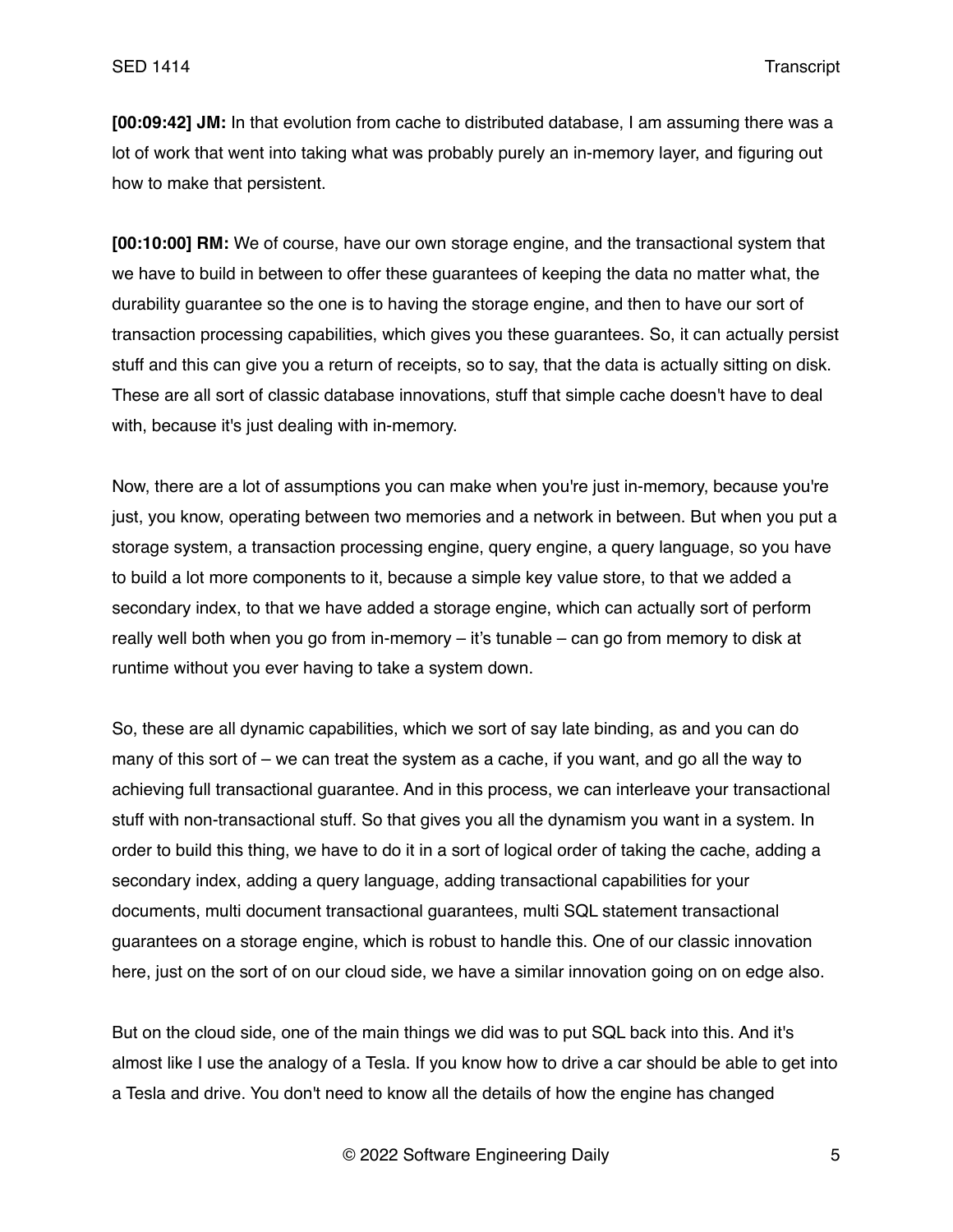**[00:09:42] JM:** In that evolution from cache to distributed database, I am assuming there was a lot of work that went into taking what was probably purely an in-memory layer, and figuring out how to make that persistent.

**[00:10:00] RM:** We of course, have our own storage engine, and the transactional system that we have to build in between to offer these guarantees of keeping the data no matter what, the durability guarantee so the one is to having the storage engine, and then to have our sort of transaction processing capabilities, which gives you these guarantees. So, it can actually persist stuff and this can give you a return of receipts, so to say, that the data is actually sitting on disk. These are all sort of classic database innovations, stuff that simple cache doesn't have to deal with, because it's just dealing with in-memory.

Now, there are a lot of assumptions you can make when you're just in-memory, because you're just, you know, operating between two memories and a network in between. But when you put a storage system, a transaction processing engine, query engine, a query language, so you have to build a lot more components to it, because a simple key value store, to that we added a secondary index, to that we have added a storage engine, which can actually sort of perform really well both when you go from in-memory – it's tunable – can go from memory to disk at runtime without you ever having to take a system down.

So, these are all dynamic capabilities, which we sort of say late binding, as and you can do many of this sort of – we can treat the system as a cache, if you want, and go all the way to achieving full transactional guarantee. And in this process, we can interleave your transactional stuff with non-transactional stuff. So that gives you all the dynamism you want in a system. In order to build this thing, we have to do it in a sort of logical order of taking the cache, adding a secondary index, adding a query language, adding transactional capabilities for your documents, multi document transactional guarantees, multi SQL statement transactional guarantees on a storage engine, which is robust to handle this. One of our classic innovation here, just on the sort of on our cloud side, we have a similar innovation going on on edge also.

But on the cloud side, one of the main things we did was to put SQL back into this. And it's almost like I use the analogy of a Tesla. If you know how to drive a car should be able to get into a Tesla and drive. You don't need to know all the details of how the engine has changed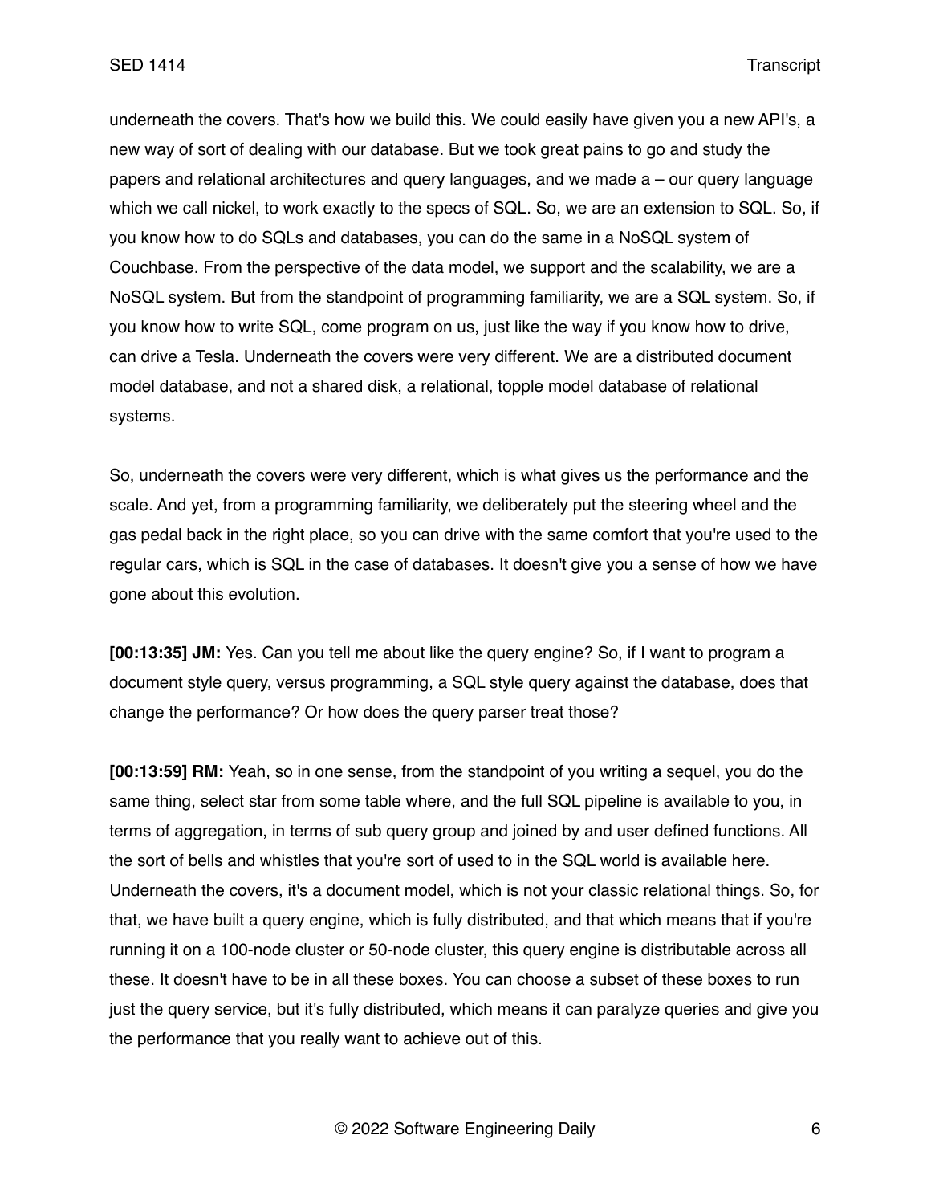underneath the covers. That's how we build this. We could easily have given you a new API's, a new way of sort of dealing with our database. But we took great pains to go and study the papers and relational architectures and query languages, and we made a – our query language which we call nickel, to work exactly to the specs of SQL. So, we are an extension to SQL. So, if you know how to do SQLs and databases, you can do the same in a NoSQL system of Couchbase. From the perspective of the data model, we support and the scalability, we are a NoSQL system. But from the standpoint of programming familiarity, we are a SQL system. So, if you know how to write SQL, come program on us, just like the way if you know how to drive, can drive a Tesla. Underneath the covers were very different. We are a distributed document model database, and not a shared disk, a relational, topple model database of relational systems.

So, underneath the covers were very different, which is what gives us the performance and the scale. And yet, from a programming familiarity, we deliberately put the steering wheel and the gas pedal back in the right place, so you can drive with the same comfort that you're used to the regular cars, which is SQL in the case of databases. It doesn't give you a sense of how we have gone about this evolution.

**[00:13:35] JM:** Yes. Can you tell me about like the query engine? So, if I want to program a document style query, versus programming, a SQL style query against the database, does that change the performance? Or how does the query parser treat those?

**[00:13:59] RM:** Yeah, so in one sense, from the standpoint of you writing a sequel, you do the same thing, select star from some table where, and the full SQL pipeline is available to you, in terms of aggregation, in terms of sub query group and joined by and user defined functions. All the sort of bells and whistles that you're sort of used to in the SQL world is available here. Underneath the covers, it's a document model, which is not your classic relational things. So, for that, we have built a query engine, which is fully distributed, and that which means that if you're running it on a 100-node cluster or 50-node cluster, this query engine is distributable across all these. It doesn't have to be in all these boxes. You can choose a subset of these boxes to run just the query service, but it's fully distributed, which means it can paralyze queries and give you the performance that you really want to achieve out of this.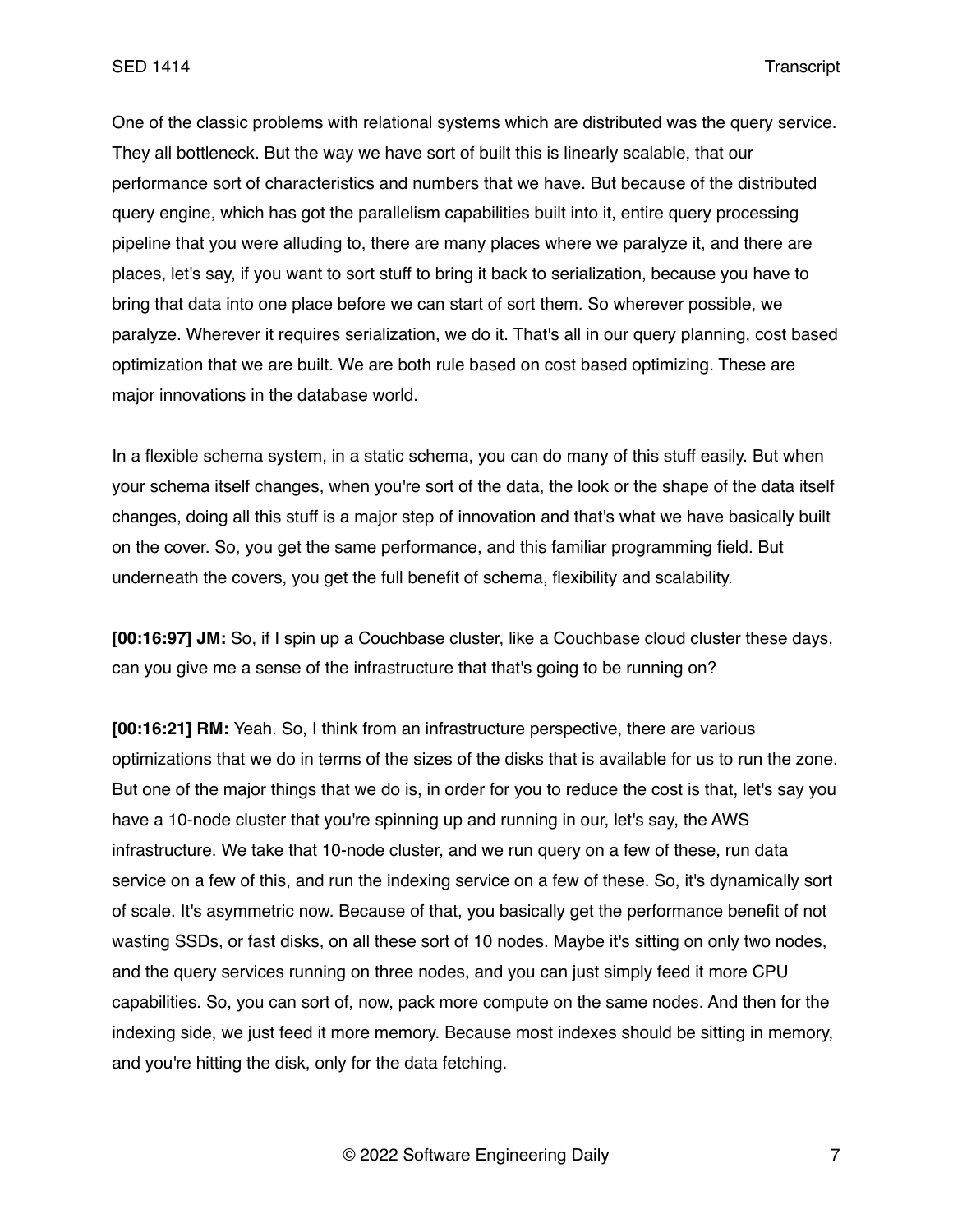One of the classic problems with relational systems which are distributed was the query service. They all bottleneck. But the way we have sort of built this is linearly scalable, that our performance sort of characteristics and numbers that we have. But because of the distributed query engine, which has got the parallelism capabilities built into it, entire query processing pipeline that you were alluding to, there are many places where we paralyze it, and there are places, let's say, if you want to sort stuff to bring it back to serialization, because you have to bring that data into one place before we can start of sort them. So wherever possible, we paralyze. Wherever it requires serialization, we do it. That's all in our query planning, cost based optimization that we are built. We are both rule based on cost based optimizing. These are major innovations in the database world.

In a flexible schema system, in a static schema, you can do many of this stuff easily. But when your schema itself changes, when you're sort of the data, the look or the shape of the data itself changes, doing all this stuff is a major step of innovation and that's what we have basically built on the cover. So, you get the same performance, and this familiar programming field. But underneath the covers, you get the full benefit of schema, flexibility and scalability.

**[00:16:97] JM:** So, if I spin up a Couchbase cluster, like a Couchbase cloud cluster these days, can you give me a sense of the infrastructure that that's going to be running on?

**[00:16:21] RM:** Yeah. So, I think from an infrastructure perspective, there are various optimizations that we do in terms of the sizes of the disks that is available for us to run the zone. But one of the major things that we do is, in order for you to reduce the cost is that, let's say you have a 10-node cluster that you're spinning up and running in our, let's say, the AWS infrastructure. We take that 10-node cluster, and we run query on a few of these, run data service on a few of this, and run the indexing service on a few of these. So, it's dynamically sort of scale. It's asymmetric now. Because of that, you basically get the performance benefit of not wasting SSDs, or fast disks, on all these sort of 10 nodes. Maybe it's sitting on only two nodes, and the query services running on three nodes, and you can just simply feed it more CPU capabilities. So, you can sort of, now, pack more compute on the same nodes. And then for the indexing side, we just feed it more memory. Because most indexes should be sitting in memory, and you're hitting the disk, only for the data fetching.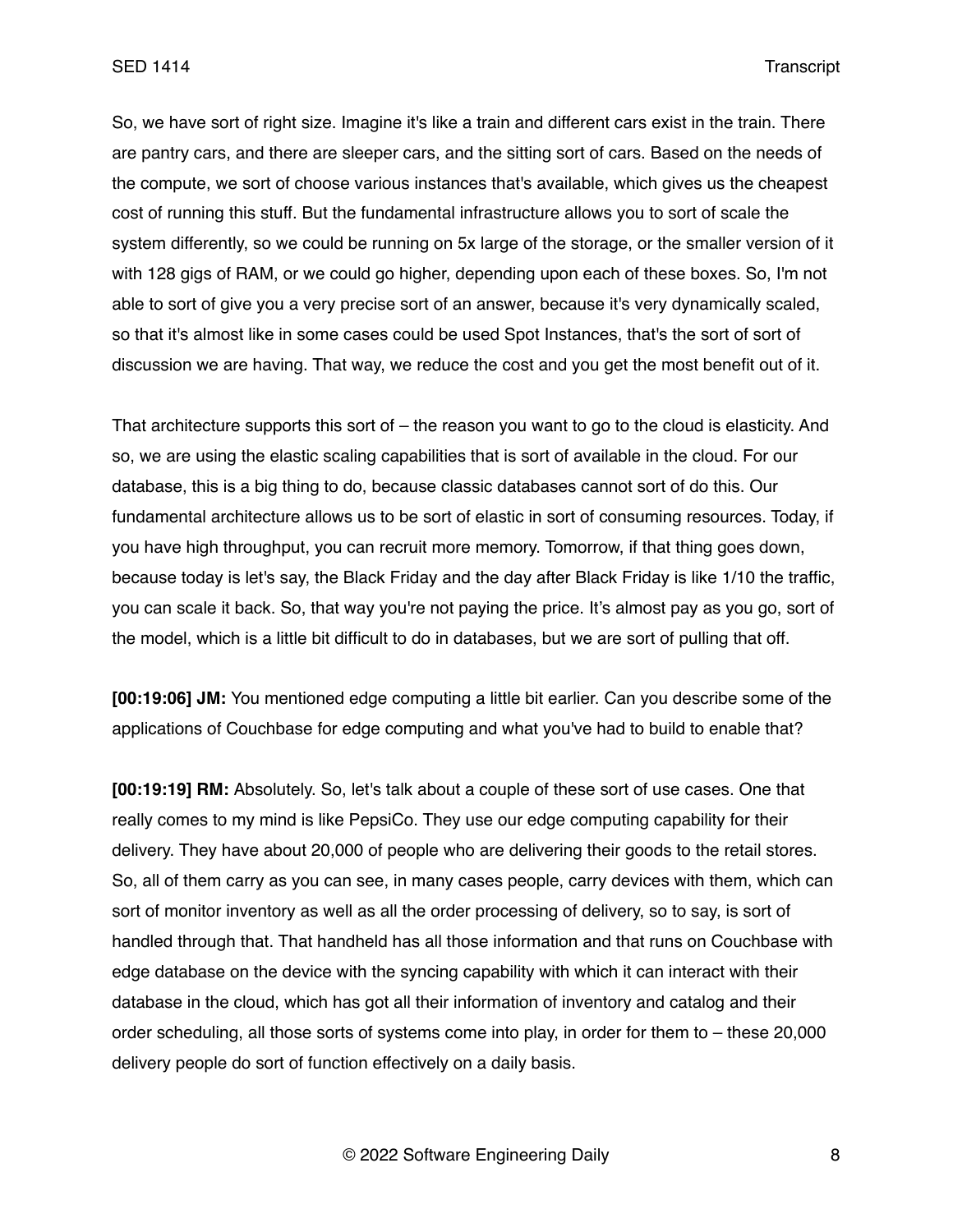So, we have sort of right size. Imagine it's like a train and different cars exist in the train. There are pantry cars, and there are sleeper cars, and the sitting sort of cars. Based on the needs of the compute, we sort of choose various instances that's available, which gives us the cheapest cost of running this stuff. But the fundamental infrastructure allows you to sort of scale the system differently, so we could be running on 5x large of the storage, or the smaller version of it with 128 gigs of RAM, or we could go higher, depending upon each of these boxes. So, I'm not able to sort of give you a very precise sort of an answer, because it's very dynamically scaled, so that it's almost like in some cases could be used Spot Instances, that's the sort of sort of discussion we are having. That way, we reduce the cost and you get the most benefit out of it.

That architecture supports this sort of – the reason you want to go to the cloud is elasticity. And so, we are using the elastic scaling capabilities that is sort of available in the cloud. For our database, this is a big thing to do, because classic databases cannot sort of do this. Our fundamental architecture allows us to be sort of elastic in sort of consuming resources. Today, if you have high throughput, you can recruit more memory. Tomorrow, if that thing goes down, because today is let's say, the Black Friday and the day after Black Friday is like 1/10 the traffic, you can scale it back. So, that way you're not paying the price. It's almost pay as you go, sort of the model, which is a little bit difficult to do in databases, but we are sort of pulling that off.

**[00:19:06] JM:** You mentioned edge computing a little bit earlier. Can you describe some of the applications of Couchbase for edge computing and what you've had to build to enable that?

**[00:19:19] RM:** Absolutely. So, let's talk about a couple of these sort of use cases. One that really comes to my mind is like PepsiCo. They use our edge computing capability for their delivery. They have about 20,000 of people who are delivering their goods to the retail stores. So, all of them carry as you can see, in many cases people, carry devices with them, which can sort of monitor inventory as well as all the order processing of delivery, so to say, is sort of handled through that. That handheld has all those information and that runs on Couchbase with edge database on the device with the syncing capability with which it can interact with their database in the cloud, which has got all their information of inventory and catalog and their order scheduling, all those sorts of systems come into play, in order for them to – these 20,000 delivery people do sort of function effectively on a daily basis.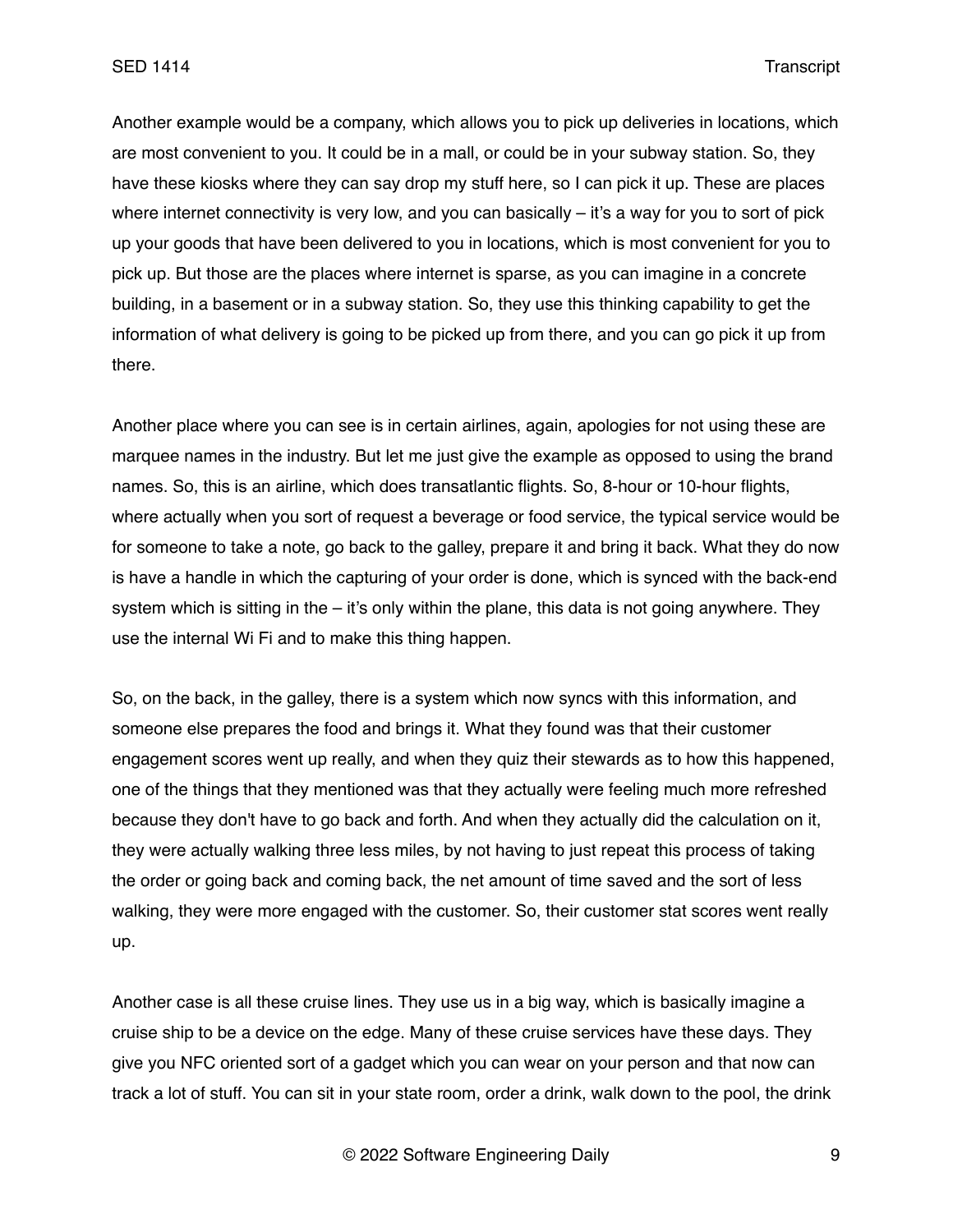Another example would be a company, which allows you to pick up deliveries in locations, which are most convenient to you. It could be in a mall, or could be in your subway station. So, they have these kiosks where they can say drop my stuff here, so I can pick it up. These are places where internet connectivity is very low, and you can basically – it's a way for you to sort of pick up your goods that have been delivered to you in locations, which is most convenient for you to pick up. But those are the places where internet is sparse, as you can imagine in a concrete building, in a basement or in a subway station. So, they use this thinking capability to get the information of what delivery is going to be picked up from there, and you can go pick it up from there.

Another place where you can see is in certain airlines, again, apologies for not using these are marquee names in the industry. But let me just give the example as opposed to using the brand names. So, this is an airline, which does transatlantic flights. So, 8-hour or 10-hour flights, where actually when you sort of request a beverage or food service, the typical service would be for someone to take a note, go back to the galley, prepare it and bring it back. What they do now is have a handle in which the capturing of your order is done, which is synced with the back-end system which is sitting in the – it's only within the plane, this data is not going anywhere. They use the internal Wi Fi and to make this thing happen.

So, on the back, in the galley, there is a system which now syncs with this information, and someone else prepares the food and brings it. What they found was that their customer engagement scores went up really, and when they quiz their stewards as to how this happened, one of the things that they mentioned was that they actually were feeling much more refreshed because they don't have to go back and forth. And when they actually did the calculation on it, they were actually walking three less miles, by not having to just repeat this process of taking the order or going back and coming back, the net amount of time saved and the sort of less walking, they were more engaged with the customer. So, their customer stat scores went really up.

Another case is all these cruise lines. They use us in a big way, which is basically imagine a cruise ship to be a device on the edge. Many of these cruise services have these days. They give you NFC oriented sort of a gadget which you can wear on your person and that now can track a lot of stuff. You can sit in your state room, order a drink, walk down to the pool, the drink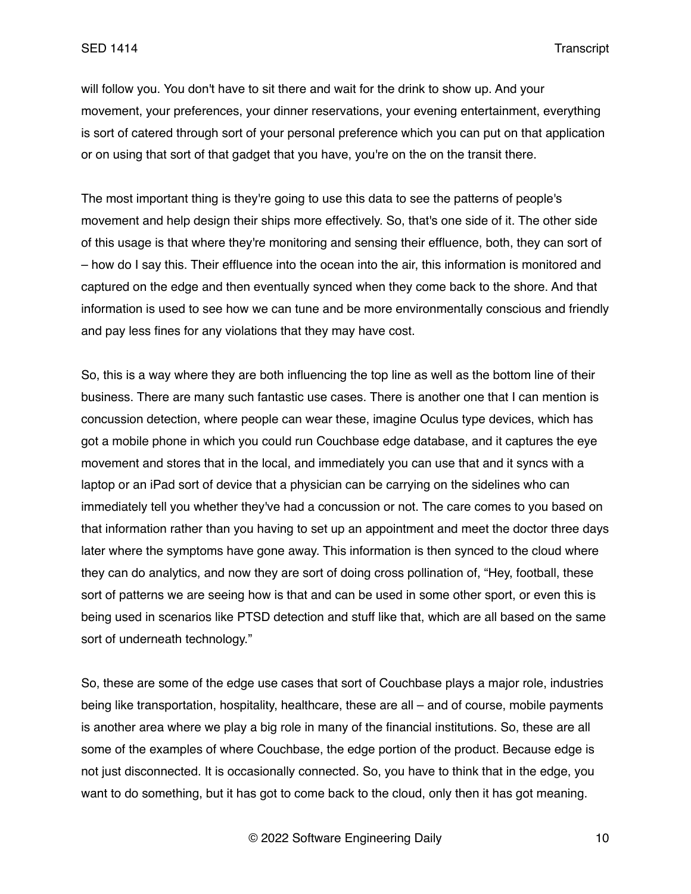will follow you. You don't have to sit there and wait for the drink to show up. And your movement, your preferences, your dinner reservations, your evening entertainment, everything is sort of catered through sort of your personal preference which you can put on that application or on using that sort of that gadget that you have, you're on the on the transit there.

The most important thing is they're going to use this data to see the patterns of people's movement and help design their ships more effectively. So, that's one side of it. The other side of this usage is that where they're monitoring and sensing their effluence, both, they can sort of – how do I say this. Their effluence into the ocean into the air, this information is monitored and captured on the edge and then eventually synced when they come back to the shore. And that information is used to see how we can tune and be more environmentally conscious and friendly and pay less fines for any violations that they may have cost.

So, this is a way where they are both influencing the top line as well as the bottom line of their business. There are many such fantastic use cases. There is another one that I can mention is concussion detection, where people can wear these, imagine Oculus type devices, which has got a mobile phone in which you could run Couchbase edge database, and it captures the eye movement and stores that in the local, and immediately you can use that and it syncs with a laptop or an iPad sort of device that a physician can be carrying on the sidelines who can immediately tell you whether they've had a concussion or not. The care comes to you based on that information rather than you having to set up an appointment and meet the doctor three days later where the symptoms have gone away. This information is then synced to the cloud where they can do analytics, and now they are sort of doing cross pollination of, "Hey, football, these sort of patterns we are seeing how is that and can be used in some other sport, or even this is being used in scenarios like PTSD detection and stuff like that, which are all based on the same sort of underneath technology."

So, these are some of the edge use cases that sort of Couchbase plays a major role, industries being like transportation, hospitality, healthcare, these are all – and of course, mobile payments is another area where we play a big role in many of the financial institutions. So, these are all some of the examples of where Couchbase, the edge portion of the product. Because edge is not just disconnected. It is occasionally connected. So, you have to think that in the edge, you want to do something, but it has got to come back to the cloud, only then it has got meaning.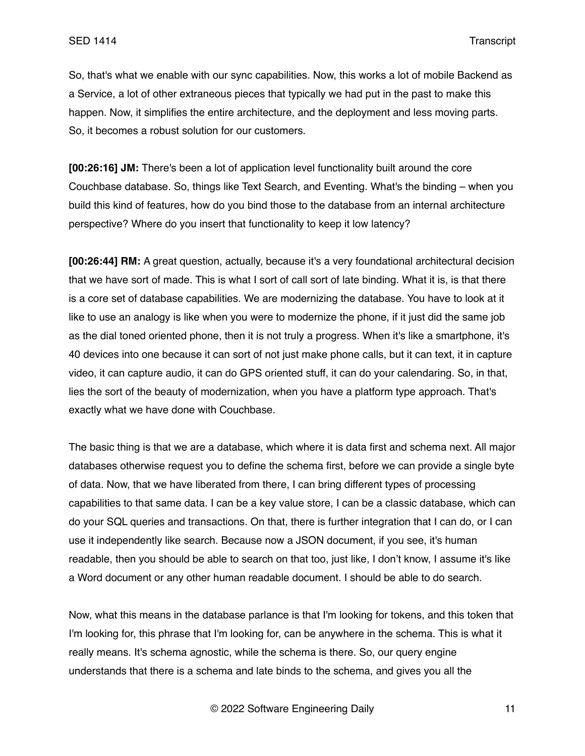So, that's what we enable with our sync capabilities. Now, this works a lot of mobile Backend as a Service, a lot of other extraneous pieces that typically we had put in the past to make this happen. Now, it simplifies the entire architecture, and the deployment and less moving parts. So, it becomes a robust solution for our customers.

**[00:26:16] JM:** There's been a lot of application level functionality built around the core Couchbase database. So, things like Text Search, and Eventing. What's the binding – when you build this kind of features, how do you bind those to the database from an internal architecture perspective? Where do you insert that functionality to keep it low latency?

**[00:26:44] RM:** A great question, actually, because it's a very foundational architectural decision that we have sort of made. This is what I sort of call sort of late binding. What it is, is that there is a core set of database capabilities. We are modernizing the database. You have to look at it like to use an analogy is like when you were to modernize the phone, if it just did the same job as the dial toned oriented phone, then it is not truly a progress. When it's like a smartphone, it's 40 devices into one because it can sort of not just make phone calls, but it can text, it in capture video, it can capture audio, it can do GPS oriented stuff, it can do your calendaring. So, in that, lies the sort of the beauty of modernization, when you have a platform type approach. That's exactly what we have done with Couchbase.

The basic thing is that we are a database, which where it is data first and schema next. All major databases otherwise request you to define the schema first, before we can provide a single byte of data. Now, that we have liberated from there, I can bring different types of processing capabilities to that same data. I can be a key value store, I can be a classic database, which can do your SQL queries and transactions. On that, there is further integration that I can do, or I can use it independently like search. Because now a JSON document, if you see, it's human readable, then you should be able to search on that too, just like, I don't know, I assume it's like a Word document or any other human readable document. I should be able to do search.

Now, what this means in the database parlance is that I'm looking for tokens, and this token that I'm looking for, this phrase that I'm looking for, can be anywhere in the schema. This is what it really means. It's schema agnostic, while the schema is there. So, our query engine understands that there is a schema and late binds to the schema, and gives you all the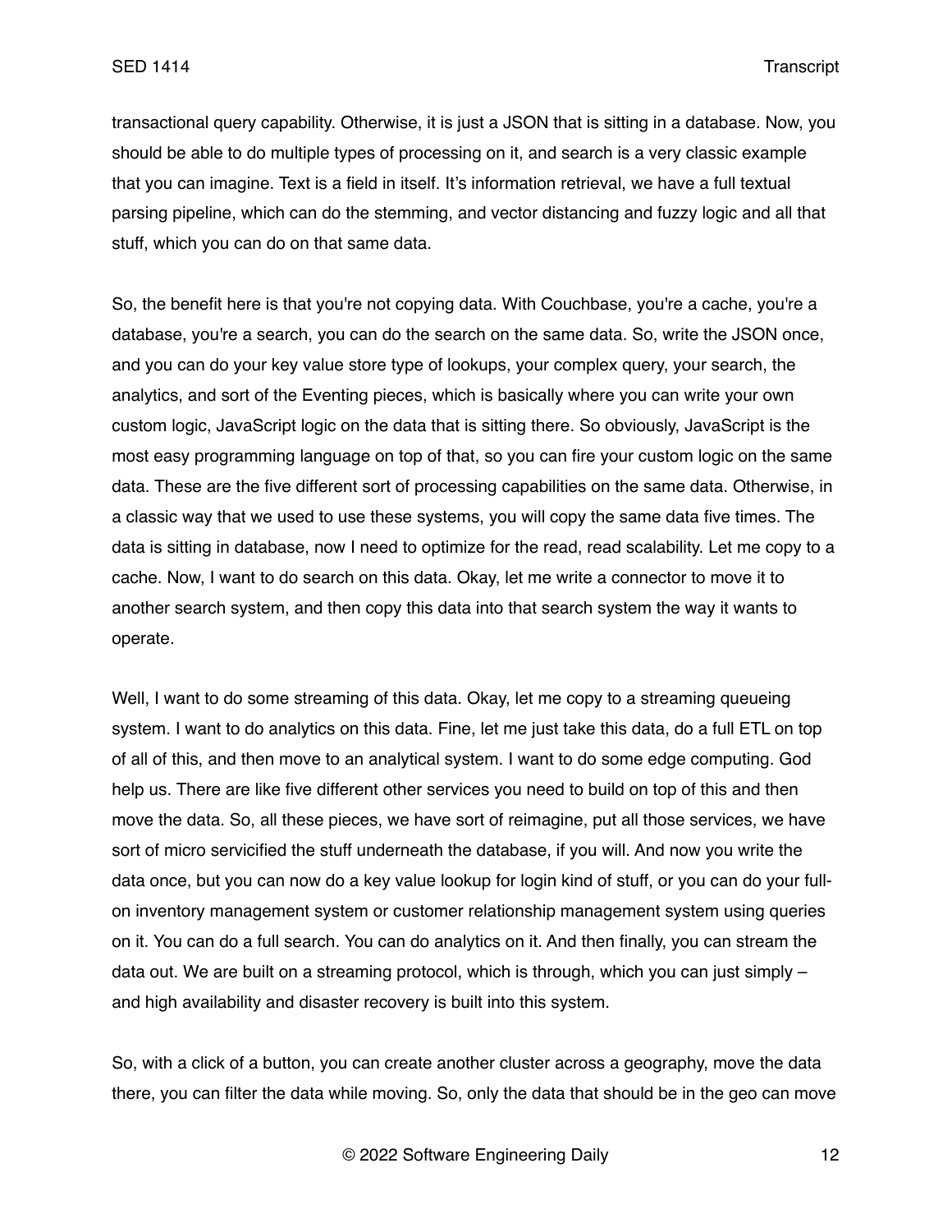transactional query capability. Otherwise, it is just a JSON that is sitting in a database. Now, you should be able to do multiple types of processing on it, and search is a very classic example that you can imagine. Text is a field in itself. It's information retrieval, we have a full textual parsing pipeline, which can do the stemming, and vector distancing and fuzzy logic and all that stuff, which you can do on that same data.

So, the benefit here is that you're not copying data. With Couchbase, you're a cache, you're a database, you're a search, you can do the search on the same data. So, write the JSON once, and you can do your key value store type of lookups, your complex query, your search, the analytics, and sort of the Eventing pieces, which is basically where you can write your own custom logic, JavaScript logic on the data that is sitting there. So obviously, JavaScript is the most easy programming language on top of that, so you can fire your custom logic on the same data. These are the five different sort of processing capabilities on the same data. Otherwise, in a classic way that we used to use these systems, you will copy the same data five times. The data is sitting in database, now I need to optimize for the read, read scalability. Let me copy to a cache. Now, I want to do search on this data. Okay, let me write a connector to move it to another search system, and then copy this data into that search system the way it wants to operate.

Well, I want to do some streaming of this data. Okay, let me copy to a streaming queueing system. I want to do analytics on this data. Fine, let me just take this data, do a full ETL on top of all of this, and then move to an analytical system. I want to do some edge computing. God help us. There are like five different other services you need to build on top of this and then move the data. So, all these pieces, we have sort of reimagine, put all those services, we have sort of micro servicified the stuff underneath the database, if you will. And now you write the data once, but you can now do a key value lookup for login kind of stuff, or you can do your full-on inventory management system or customer relationship management system using queries on it. You can do a full search. You can do analytics on it. And then finally, you can stream the data out. We are built on a streaming protocol, which is through, which you can just simply – and high availability and disaster recovery is built into this system.

So, with a click of a button, you can create another cluster across a geography, move the data there, you can filter the data while moving. So, only the data that should be in the geo can move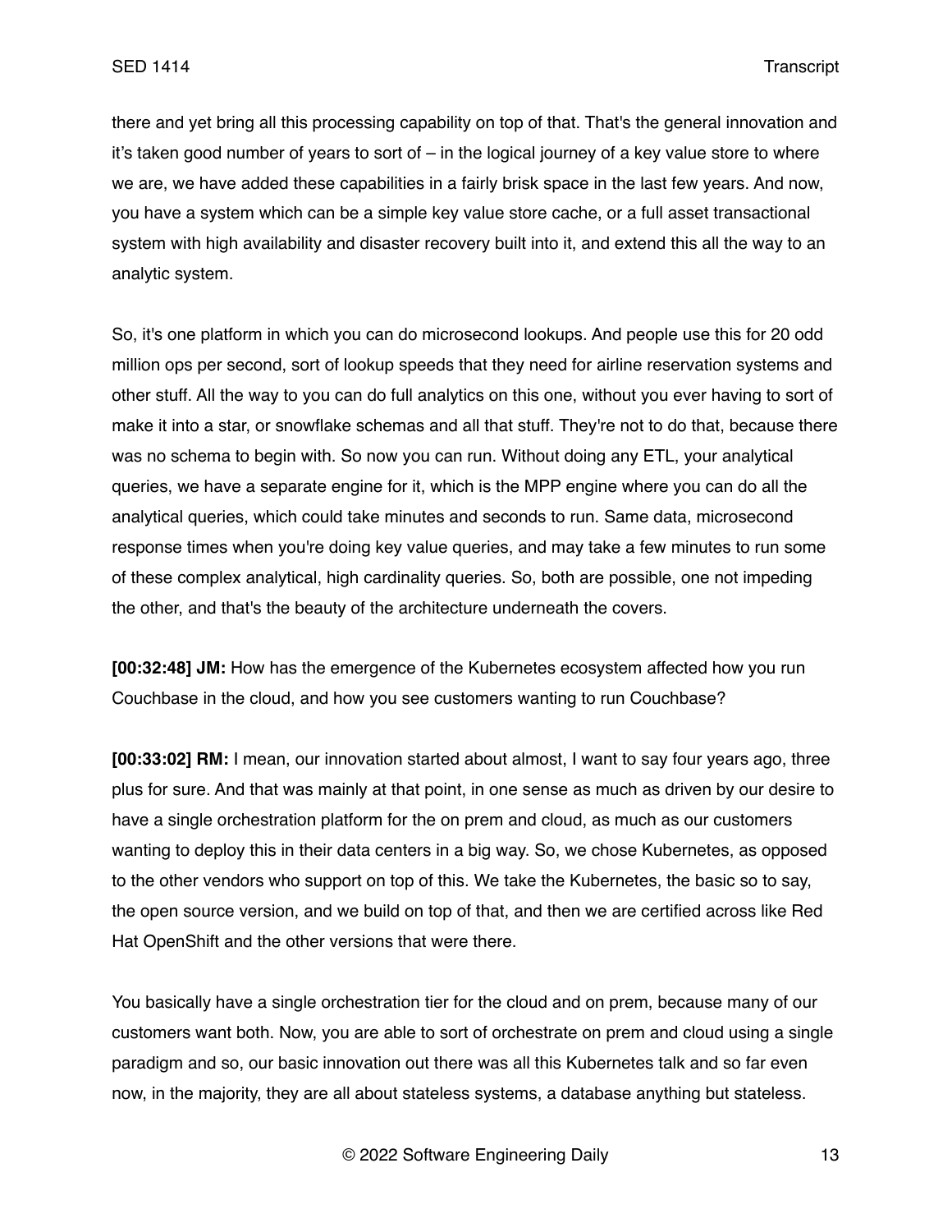there and yet bring all this processing capability on top of that. That's the general innovation and it's taken good number of years to sort of – in the logical journey of a key value store to where we are, we have added these capabilities in a fairly brisk space in the last few years. And now, you have a system which can be a simple key value store cache, or a full asset transactional system with high availability and disaster recovery built into it, and extend this all the way to an analytic system.

So, it's one platform in which you can do microsecond lookups. And people use this for 20 odd million ops per second, sort of lookup speeds that they need for airline reservation systems and other stuff. All the way to you can do full analytics on this one, without you ever having to sort of make it into a star, or snowflake schemas and all that stuff. They're not to do that, because there was no schema to begin with. So now you can run. Without doing any ETL, your analytical queries, we have a separate engine for it, which is the MPP engine where you can do all the analytical queries, which could take minutes and seconds to run. Same data, microsecond response times when you're doing key value queries, and may take a few minutes to run some of these complex analytical, high cardinality queries. So, both are possible, one not impeding the other, and that's the beauty of the architecture underneath the covers.

**[00:32:48] JM:** How has the emergence of the Kubernetes ecosystem affected how you run Couchbase in the cloud, and how you see customers wanting to run Couchbase?

**[00:33:02] RM:** I mean, our innovation started about almost, I want to say four years ago, three plus for sure. And that was mainly at that point, in one sense as much as driven by our desire to have a single orchestration platform for the on prem and cloud, as much as our customers wanting to deploy this in their data centers in a big way. So, we chose Kubernetes, as opposed to the other vendors who support on top of this. We take the Kubernetes, the basic so to say, the open source version, and we build on top of that, and then we are certified across like Red Hat OpenShift and the other versions that were there.

You basically have a single orchestration tier for the cloud and on prem, because many of our customers want both. Now, you are able to sort of orchestrate on prem and cloud using a single paradigm and so, our basic innovation out there was all this Kubernetes talk and so far even now, in the majority, they are all about stateless systems, a database anything but stateless.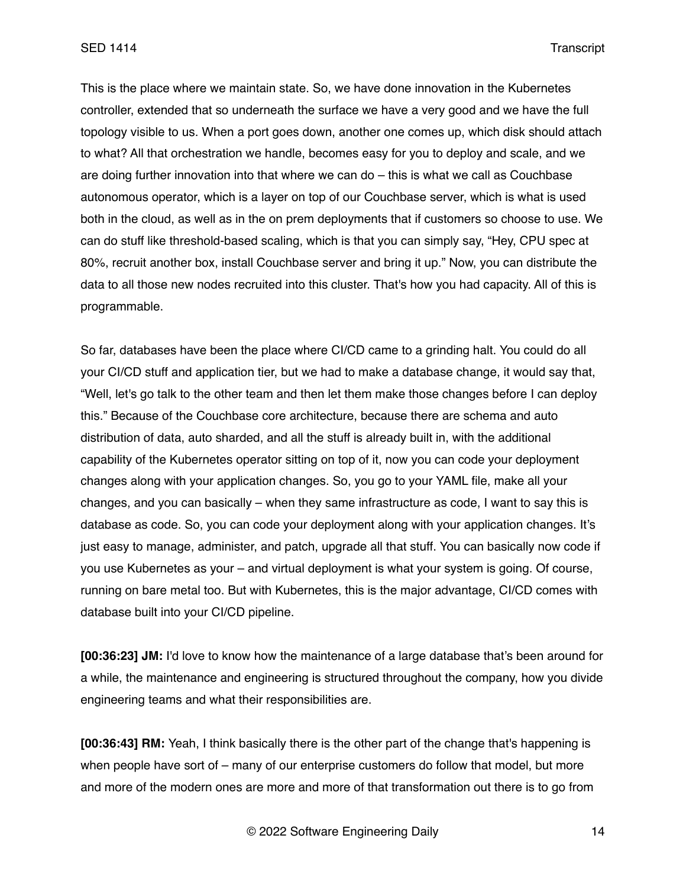This is the place where we maintain state. So, we have done innovation in the Kubernetes controller, extended that so underneath the surface we have a very good and we have the full topology visible to us. When a port goes down, another one comes up, which disk should attach to what? All that orchestration we handle, becomes easy for you to deploy and scale, and we are doing further innovation into that where we can do – this is what we call as Couchbase autonomous operator, which is a layer on top of our Couchbase server, which is what is used both in the cloud, as well as in the on prem deployments that if customers so choose to use. We can do stuff like threshold-based scaling, which is that you can simply say, "Hey, CPU spec at 80%, recruit another box, install Couchbase server and bring it up." Now, you can distribute the data to all those new nodes recruited into this cluster. That's how you had capacity. All of this is programmable.

So far, databases have been the place where CI/CD came to a grinding halt. You could do all your CI/CD stuff and application tier, but we had to make a database change, it would say that, "Well, let's go talk to the other team and then let them make those changes before I can deploy this." Because of the Couchbase core architecture, because there are schema and auto distribution of data, auto sharded, and all the stuff is already built in, with the additional capability of the Kubernetes operator sitting on top of it, now you can code your deployment changes along with your application changes. So, you go to your YAML file, make all your changes, and you can basically – when they same infrastructure as code, I want to say this is database as code. So, you can code your deployment along with your application changes. It's just easy to manage, administer, and patch, upgrade all that stuff. You can basically now code if you use Kubernetes as your – and virtual deployment is what your system is going. Of course, running on bare metal too. But with Kubernetes, this is the major advantage, CI/CD comes with database built into your CI/CD pipeline.

**[00:36:23] JM:** I'd love to know how the maintenance of a large database that's been around for a while, the maintenance and engineering is structured throughout the company, how you divide engineering teams and what their responsibilities are.

**[00:36:43] RM:** Yeah, I think basically there is the other part of the change that's happening is when people have sort of – many of our enterprise customers do follow that model, but more and more of the modern ones are more and more of that transformation out there is to go from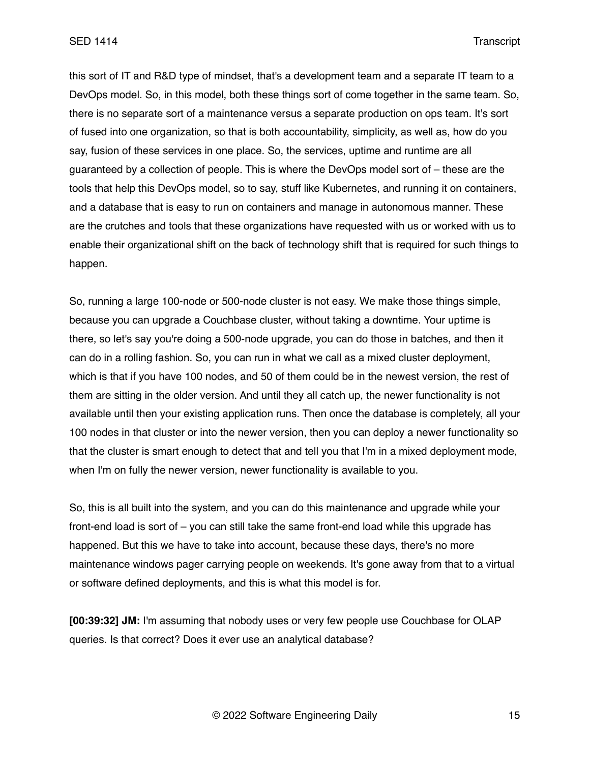this sort of IT and R&D type of mindset, that's a development team and a separate IT team to a DevOps model. So, in this model, both these things sort of come together in the same team. So, there is no separate sort of a maintenance versus a separate production on ops team. It's sort of fused into one organization, so that is both accountability, simplicity, as well as, how do you say, fusion of these services in one place. So, the services, uptime and runtime are all guaranteed by a collection of people. This is where the DevOps model sort of – these are the tools that help this DevOps model, so to say, stuff like Kubernetes, and running it on containers, and a database that is easy to run on containers and manage in autonomous manner. These are the crutches and tools that these organizations have requested with us or worked with us to enable their organizational shift on the back of technology shift that is required for such things to happen.

So, running a large 100-node or 500-node cluster is not easy. We make those things simple, because you can upgrade a Couchbase cluster, without taking a downtime. Your uptime is there, so let's say you're doing a 500-node upgrade, you can do those in batches, and then it can do in a rolling fashion. So, you can run in what we call as a mixed cluster deployment, which is that if you have 100 nodes, and 50 of them could be in the newest version, the rest of them are sitting in the older version. And until they all catch up, the newer functionality is not available until then your existing application runs. Then once the database is completely, all your 100 nodes in that cluster or into the newer version, then you can deploy a newer functionality so that the cluster is smart enough to detect that and tell you that I'm in a mixed deployment mode, when I'm on fully the newer version, newer functionality is available to you.

So, this is all built into the system, and you can do this maintenance and upgrade while your front-end load is sort of – you can still take the same front-end load while this upgrade has happened. But this we have to take into account, because these days, there's no more maintenance windows pager carrying people on weekends. It's gone away from that to a virtual or software defined deployments, and this is what this model is for.

**[00:39:32] JM:** I'm assuming that nobody uses or very few people use Couchbase for OLAP queries. Is that correct? Does it ever use an analytical database?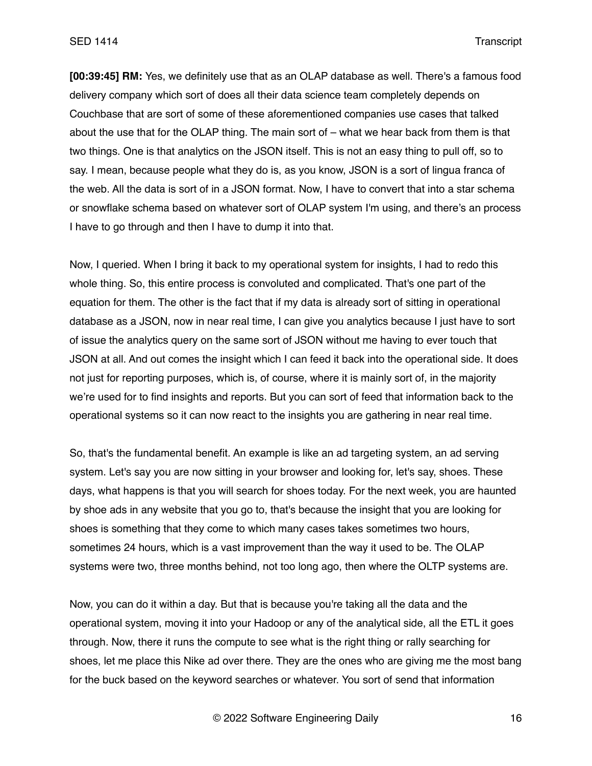**[00:39:45] RM:** Yes, we definitely use that as an OLAP database as well. There's a famous food delivery company which sort of does all their data science team completely depends on Couchbase that are sort of some of these aforementioned companies use cases that talked about the use that for the OLAP thing. The main sort of – what we hear back from them is that two things. One is that analytics on the JSON itself. This is not an easy thing to pull off, so to say. I mean, because people what they do is, as you know, JSON is a sort of lingua franca of the web. All the data is sort of in a JSON format. Now, I have to convert that into a star schema or snowflake schema based on whatever sort of OLAP system I'm using, and there's an process I have to go through and then I have to dump it into that.

Now, I queried. When I bring it back to my operational system for insights, I had to redo this whole thing. So, this entire process is convoluted and complicated. That's one part of the equation for them. The other is the fact that if my data is already sort of sitting in operational database as a JSON, now in near real time, I can give you analytics because I just have to sort of issue the analytics query on the same sort of JSON without me having to ever touch that JSON at all. And out comes the insight which I can feed it back into the operational side. It does not just for reporting purposes, which is, of course, where it is mainly sort of, in the majority we're used for to find insights and reports. But you can sort of feed that information back to the operational systems so it can now react to the insights you are gathering in near real time.

So, that's the fundamental benefit. An example is like an ad targeting system, an ad serving system. Let's say you are now sitting in your browser and looking for, let's say, shoes. These days, what happens is that you will search for shoes today. For the next week, you are haunted by shoe ads in any website that you go to, that's because the insight that you are looking for shoes is something that they come to which many cases takes sometimes two hours, sometimes 24 hours, which is a vast improvement than the way it used to be. The OLAP systems were two, three months behind, not too long ago, then where the OLTP systems are.

Now, you can do it within a day. But that is because you're taking all the data and the operational system, moving it into your Hadoop or any of the analytical side, all the ETL it goes through. Now, there it runs the compute to see what is the right thing or rally searching for shoes, let me place this Nike ad over there. They are the ones who are giving me the most bang for the buck based on the keyword searches or whatever. You sort of send that information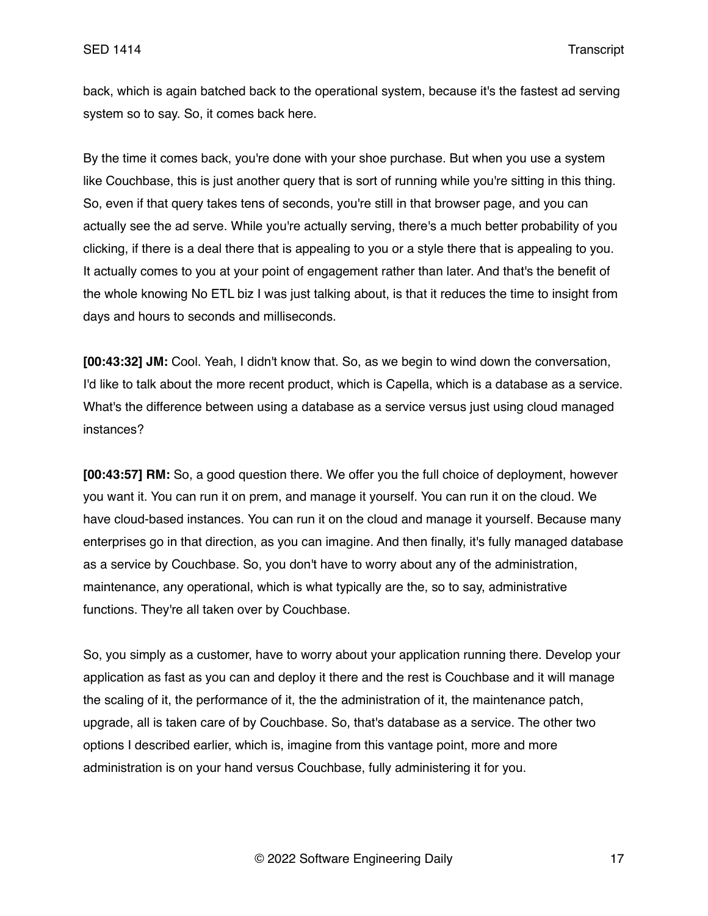back, which is again batched back to the operational system, because it's the fastest ad serving system so to say. So, it comes back here.

By the time it comes back, you're done with your shoe purchase. But when you use a system like Couchbase, this is just another query that is sort of running while you're sitting in this thing. So, even if that query takes tens of seconds, you're still in that browser page, and you can actually see the ad serve. While you're actually serving, there's a much better probability of you clicking, if there is a deal there that is appealing to you or a style there that is appealing to you. It actually comes to you at your point of engagement rather than later. And that's the benefit of the whole knowing No ETL biz I was just talking about, is that it reduces the time to insight from days and hours to seconds and milliseconds.

**[00:43:32] JM:** Cool. Yeah, I didn't know that. So, as we begin to wind down the conversation, I'd like to talk about the more recent product, which is Capella, which is a database as a service. What's the difference between using a database as a service versus just using cloud managed instances?

**[00:43:57] RM:** So, a good question there. We offer you the full choice of deployment, however you want it. You can run it on prem, and manage it yourself. You can run it on the cloud. We have cloud-based instances. You can run it on the cloud and manage it yourself. Because many enterprises go in that direction, as you can imagine. And then finally, it's fully managed database as a service by Couchbase. So, you don't have to worry about any of the administration, maintenance, any operational, which is what typically are the, so to say, administrative functions. They're all taken over by Couchbase.

So, you simply as a customer, have to worry about your application running there. Develop your application as fast as you can and deploy it there and the rest is Couchbase and it will manage the scaling of it, the performance of it, the the administration of it, the maintenance patch, upgrade, all is taken care of by Couchbase. So, that's database as a service. The other two options I described earlier, which is, imagine from this vantage point, more and more administration is on your hand versus Couchbase, fully administering it for you.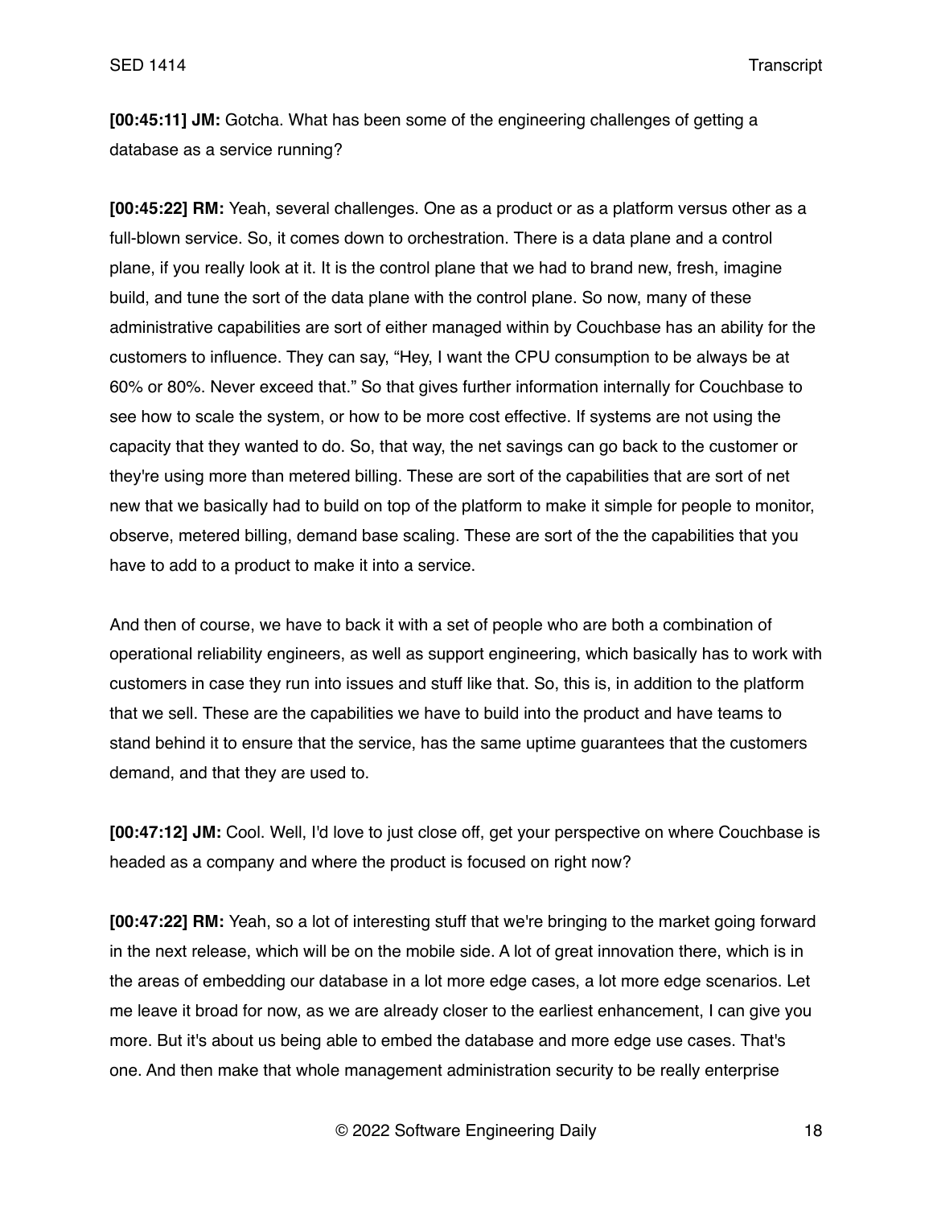**[00:45:11] JM:** Gotcha. What has been some of the engineering challenges of getting a database as a service running?

**[00:45:22] RM:** Yeah, several challenges. One as a product or as a platform versus other as a full-blown service. So, it comes down to orchestration. There is a data plane and a control plane, if you really look at it. It is the control plane that we had to brand new, fresh, imagine build, and tune the sort of the data plane with the control plane. So now, many of these administrative capabilities are sort of either managed within by Couchbase has an ability for the customers to influence. They can say, "Hey, I want the CPU consumption to be always be at 60% or 80%. Never exceed that." So that gives further information internally for Couchbase to see how to scale the system, or how to be more cost effective. If systems are not using the capacity that they wanted to do. So, that way, the net savings can go back to the customer or they're using more than metered billing. These are sort of the capabilities that are sort of net new that we basically had to build on top of the platform to make it simple for people to monitor, observe, metered billing, demand base scaling. These are sort of the the capabilities that you have to add to a product to make it into a service.

And then of course, we have to back it with a set of people who are both a combination of operational reliability engineers, as well as support engineering, which basically has to work with customers in case they run into issues and stuff like that. So, this is, in addition to the platform that we sell. These are the capabilities we have to build into the product and have teams to stand behind it to ensure that the service, has the same uptime guarantees that the customers demand, and that they are used to.

**[00:47:12] JM:** Cool. Well, I'd love to just close off, get your perspective on where Couchbase is headed as a company and where the product is focused on right now?

**[00:47:22] RM:** Yeah, so a lot of interesting stuff that we're bringing to the market going forward in the next release, which will be on the mobile side. A lot of great innovation there, which is in the areas of embedding our database in a lot more edge cases, a lot more edge scenarios. Let me leave it broad for now, as we are already closer to the earliest enhancement, I can give you more. But it's about us being able to embed the database and more edge use cases. That's one. And then make that whole management administration security to be really enterprise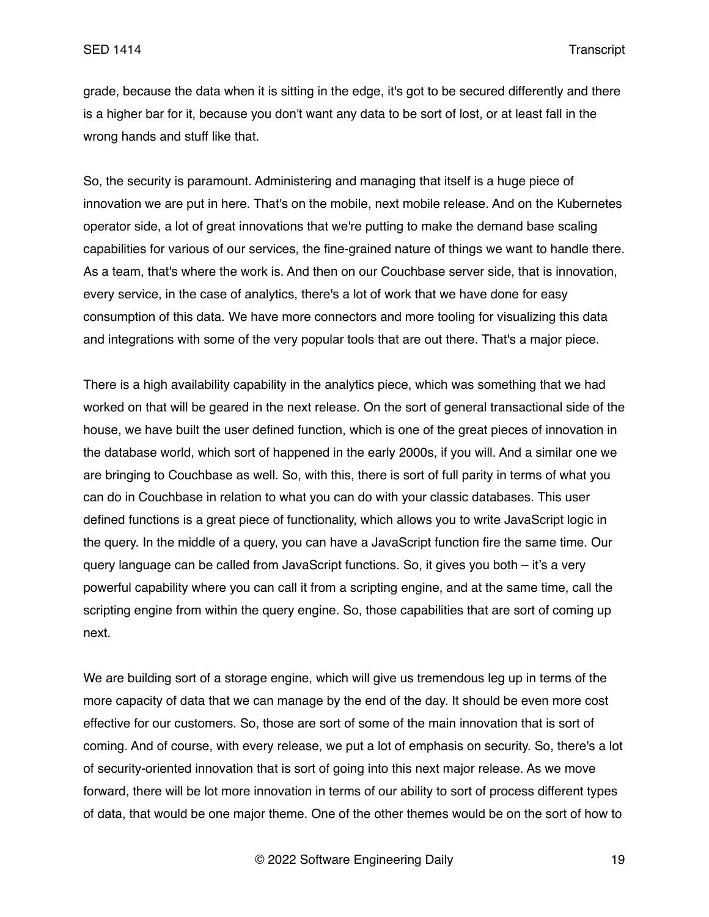grade, because the data when it is sitting in the edge, it's got to be secured differently and there is a higher bar for it, because you don't want any data to be sort of lost, or at least fall in the wrong hands and stuff like that.

So, the security is paramount. Administering and managing that itself is a huge piece of innovation we are put in here. That's on the mobile, next mobile release. And on the Kubernetes operator side, a lot of great innovations that we're putting to make the demand base scaling capabilities for various of our services, the fine-grained nature of things we want to handle there. As a team, that's where the work is. And then on our Couchbase server side, that is innovation, every service, in the case of analytics, there's a lot of work that we have done for easy consumption of this data. We have more connectors and more tooling for visualizing this data and integrations with some of the very popular tools that are out there. That's a major piece.

There is a high availability capability in the analytics piece, which was something that we had worked on that will be geared in the next release. On the sort of general transactional side of the house, we have built the user defined function, which is one of the great pieces of innovation in the database world, which sort of happened in the early 2000s, if you will. And a similar one we are bringing to Couchbase as well. So, with this, there is sort of full parity in terms of what you can do in Couchbase in relation to what you can do with your classic databases. This user defined functions is a great piece of functionality, which allows you to write JavaScript logic in the query. In the middle of a query, you can have a JavaScript function fire the same time. Our query language can be called from JavaScript functions. So, it gives you both – it's a very powerful capability where you can call it from a scripting engine, and at the same time, call the scripting engine from within the query engine. So, those capabilities that are sort of coming up next.

We are building sort of a storage engine, which will give us tremendous leg up in terms of the more capacity of data that we can manage by the end of the day. It should be even more cost effective for our customers. So, those are sort of some of the main innovation that is sort of coming. And of course, with every release, we put a lot of emphasis on security. So, there's a lot of security-oriented innovation that is sort of going into this next major release. As we move forward, there will be lot more innovation in terms of our ability to sort of process different types of data, that would be one major theme. One of the other themes would be on the sort of how to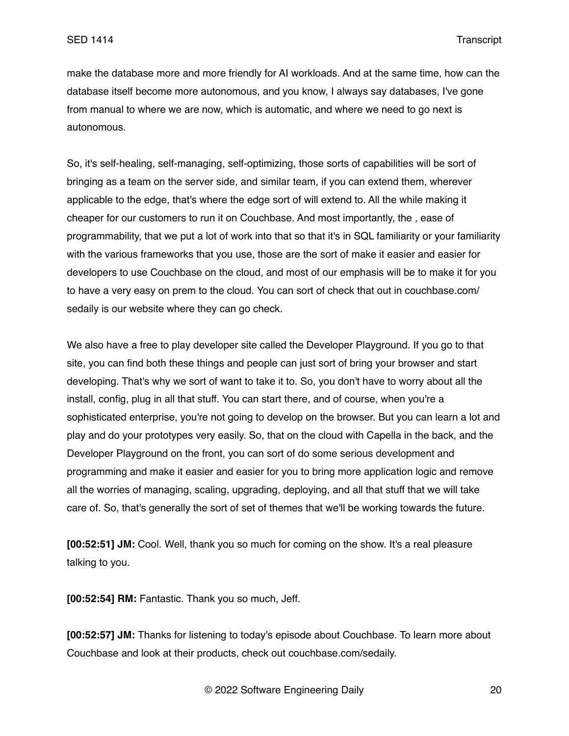make the database more and more friendly for AI workloads. And at the same time, how can the database itself become more autonomous, and you know, I always say databases, I've gone from manual to where we are now, which is automatic, and where we need to go next is autonomous.

So, it's self-healing, self-managing, self-optimizing, those sorts of capabilities will be sort of bringing as a team on the server side, and similar team, if you can extend them, wherever applicable to the edge, that's where the edge sort of will extend to. All the while making it cheaper for our customers to run it on Couchbase. And most importantly, the , ease of programmability, that we put a lot of work into that so that it's in SQL familiarity or your familiarity with the various frameworks that you use, those are the sort of make it easier and easier for developers to use Couchbase on the cloud, and most of our emphasis will be to make it for you to have a very easy on prem to the cloud. You can sort of check that out in couchbase.com/sedaily is our website where they can go check.

We also have a free to play developer site called the Developer Playground. If you go to that site, you can find both these things and people can just sort of bring your browser and start developing. That's why we sort of want to take it to. So, you don't have to worry about all the install, config, plug in all that stuff. You can start there, and of course, when you're a sophisticated enterprise, you're not going to develop on the browser. But you can learn a lot and play and do your prototypes very easily. So, that on the cloud with Capella in the back, and the Developer Playground on the front, you can sort of do some serious development and programming and make it easier and easier for you to bring more application logic and remove all the worries of managing, scaling, upgrading, deploying, and all that stuff that we will take care of. So, that's generally the sort of set of themes that we'll be working towards the future.

**[00:52:51] JM:** Cool. Well, thank you so much for coming on the show. It's a real pleasure talking to you.

**[00:52:54] RM:** Fantastic. Thank you so much, Jeff.

**[00:52:57] JM:** Thanks for listening to today's episode about Couchbase. To learn more about Couchbase and look at their products, check out couchbase.com/sedaily.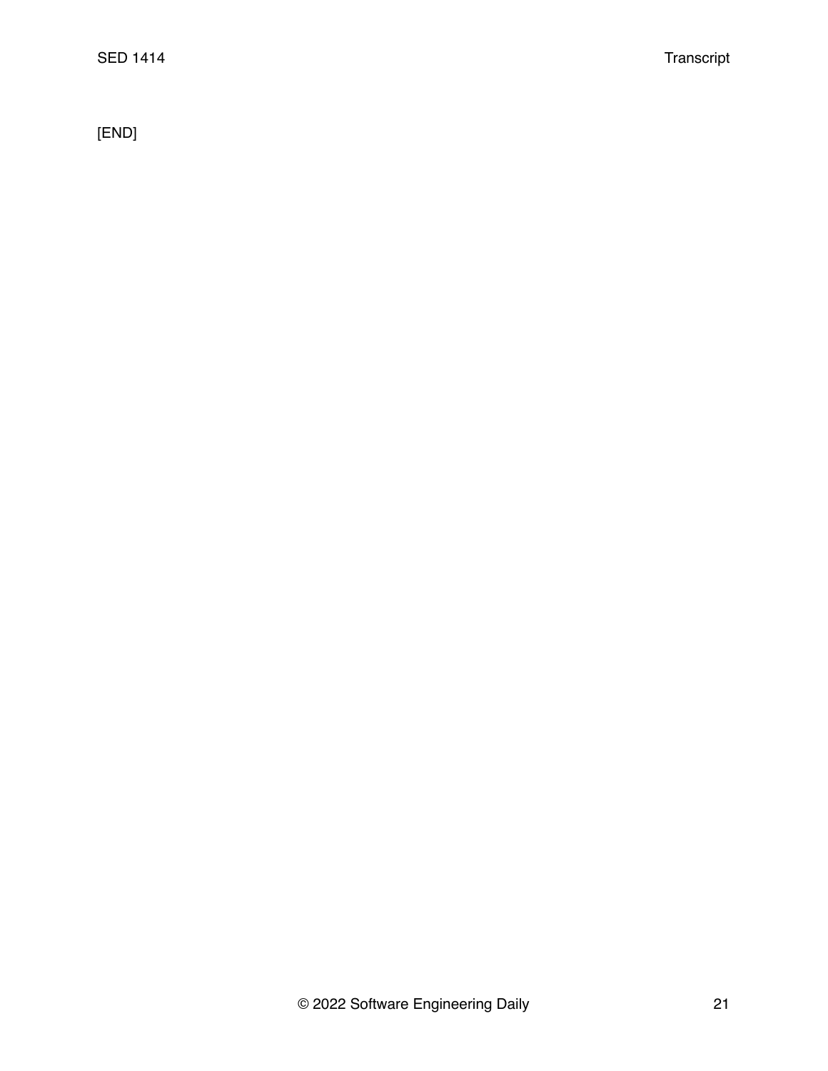[END]